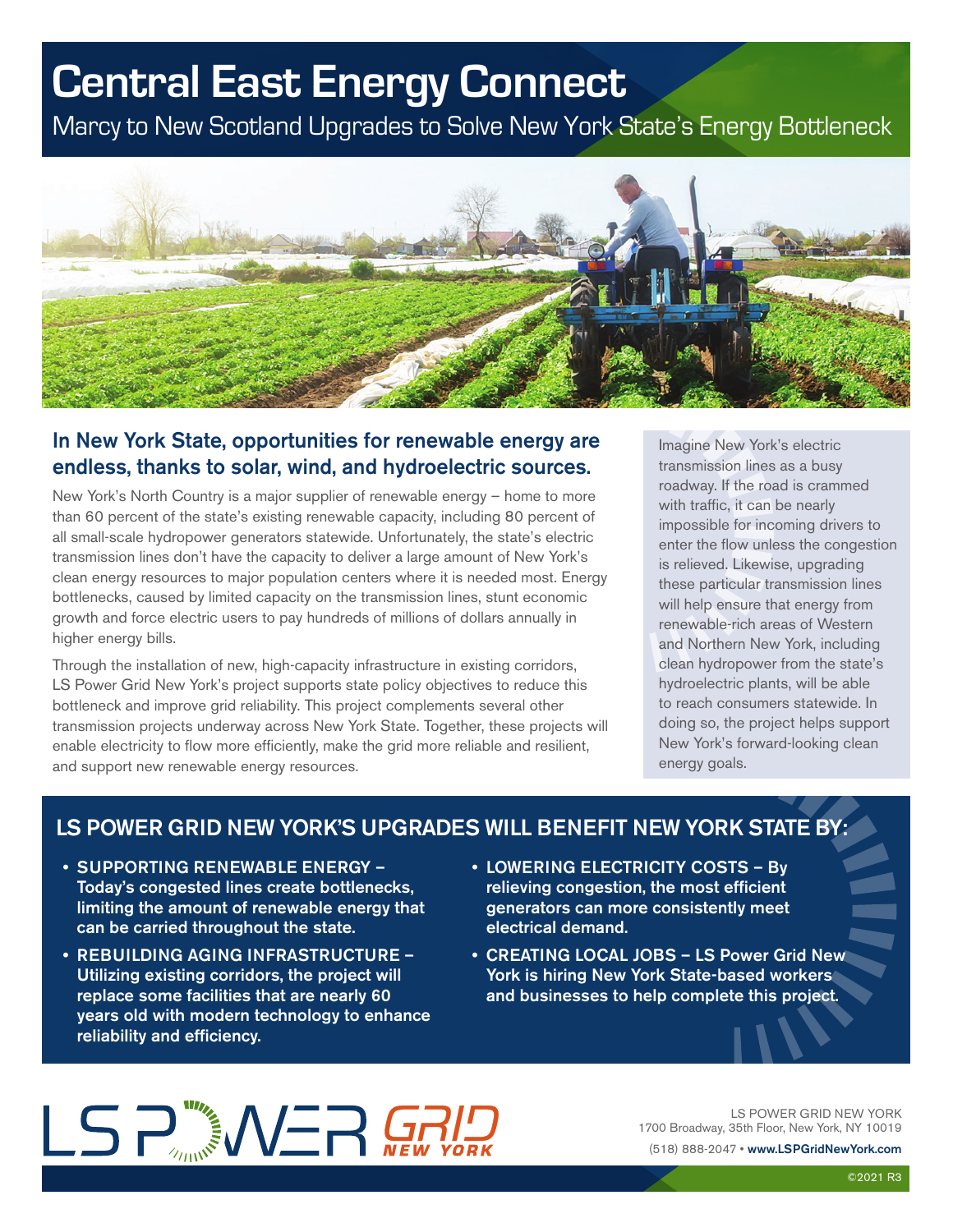# Central East Energy Connect

Marcy to New Scotland Upgrades to Solve New York State's Energy Bottleneck

## In New York State, opportunities for renewable energy are endless, thanks to solar, wind, and hydroelectric sources.

New York's North Country is a major supplier of renewable energy – home to more than 60 percent of the state's existing renewable capacity, including 80 percent of all small-scale hydropower generators statewide. Unfortunately, the state's electric transmission lines don't have the capacity to deliver a large amount of New York's clean energy resources to major population centers where it is needed most. Energy bottlenecks, caused by limited capacity on the transmission lines, stunt economic growth and force electric users to pay hundreds of millions of dollars annually in higher energy bills.

Through the installation of new, high-capacity infrastructure in existing corridors, LS Power Grid New York's project supports state policy objectives to reduce this bottleneck and improve grid reliability. This project complements several other transmission projects underway across New York State. Together, these projects will enable electricity to flow more efficiently, make the grid more reliable and resilient, and support new renewable energy resources.

Imagine New York's electric transmission lines as a busy roadway. If the road is crammed with traffic, it can be nearly impossible for incoming drivers to enter the flow unless the congestion is relieved. Likewise, upgrading these particular transmission lines will help ensure that energy from renewable-rich areas of Western and Northern New York, including clean hydropower from the state's hydroelectric plants, will be able to reach consumers statewide. In doing so, the project helps support New York's forward-looking clean energy goals.

## LS POWER GRID NEW YORK'S UPGRADES WILL BENEFIT NEW YORK STATE BY:

- **SUPPORTING RENEWABLE ENERGY –** Today's congested lines create bottlenecks, limiting the amount of renewable energy that can be carried throughout the state.
- **REBUILDING AGING INFRASTRUCTURE –** Utilizing existing corridors, the project will replace some facilities that are nearly 60 years old with modern technology to enhance reliability and efficiency.
- **LOWERING ELECTRICITY COSTS –** By relieving congestion, the most efficient generators can more consistently meet electrical demand.
- **CREATING LOCAL JOBS –** LS Power Grid New York is hiring New York State-based workers and businesses to help complete this project.

LS POWER GRID NEW YORK

LS POWER GRID NEW YORK
1700 Broadway, 35th Floor, New York, NY 10019
(518) 888-2047 • www.LSPGridNewYork.com

©2021 R3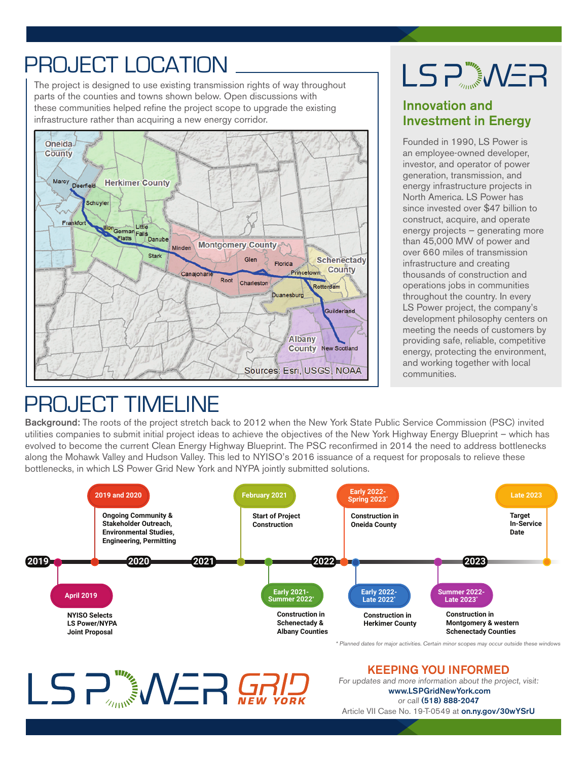# PROJECT LOCATION

The project is designed to use existing transmission rights of way throughout parts of the counties and towns shown below. Open discussions with these communities helped refine the project scope to upgrade the existing infrastructure rather than acquiring a new energy corridor.

Oneida County
Marcy
Deerfield
Herkimer County
Schuyler
Frankfort
Ilion
German Flatts
Little Falls
Danube
Stark
Minden
Montgomery County
Glen
Florida
Canajoharie
Root
Charleston
Schenectady County
Princetown
Rotterdam
Duanesburg
Guilderland
Albany County
New Scotland
Sources: Esri, USGS, NOAA

# LS POWER

## Innovation and Investment in Energy

Founded in 1990, LS Power is an employee-owned developer, investor, and operator of power generation, transmission, and energy infrastructure projects in North America. LS Power has since invested over $47 billion to construct, acquire, and operate energy projects – generating more than 45,000 MW of power and over 660 miles of transmission infrastructure and creating thousands of construction and operations jobs in communities throughout the country. In every LS Power project, the company's development philosophy centers on meeting the needs of customers by providing safe, reliable, competitive energy, protecting the environment, and working together with local communities.

# PROJECT TIMELINE

**Background:** The roots of the project stretch back to 2012 when the New York State Public Service Commission (PSC) invited utilities companies to submit initial project ideas to achieve the objectives of the New York Highway Energy Blueprint – which has evolved to become the current Clean Energy Highway Blueprint. The PSC reconfirmed in 2014 the need to address bottlenecks along the Mohawk Valley and Hudson Valley. This led to NYISO's 2016 issuance of a request for proposals to relieve these bottlenecks, in which LS Power Grid New York and NYPA jointly submitted solutions.

2019
2020
2021
2022
2023

- **April 2019** – NYISO Selects LS Power/NYPA Joint Proposal
- **2019 and 2020** – Ongoing Community & Stakeholder Outreach, Environmental Studies, Engineering, Permitting
- **February 2021** – Start of Project Construction
- **Early 2021-Summer 2022*** – Construction in Schenectady & Albany Counties
- **Early 2022-Spring 2023*** – Construction in Oneida County
- **Early 2022-Late 2022*** – Construction in Herkimer County
- **Summer 2022-Late 2023*** – Construction in Montgomery & western Schenectady Counties
- **Late 2023** – Target In-Service Date

*\* Planned dates for major activities. Certain minor scopes may occur outside these windows*

LS POWER GRID NEW YORK

## KEEPING YOU INFORMED

*For updates and more information about the project, visit:*
**www.LSPGridNewYork.com**
*or call* **(518) 888-2047**
Article VII Case No. 19-T-0549 at **on.ny.gov/30wYSrU**